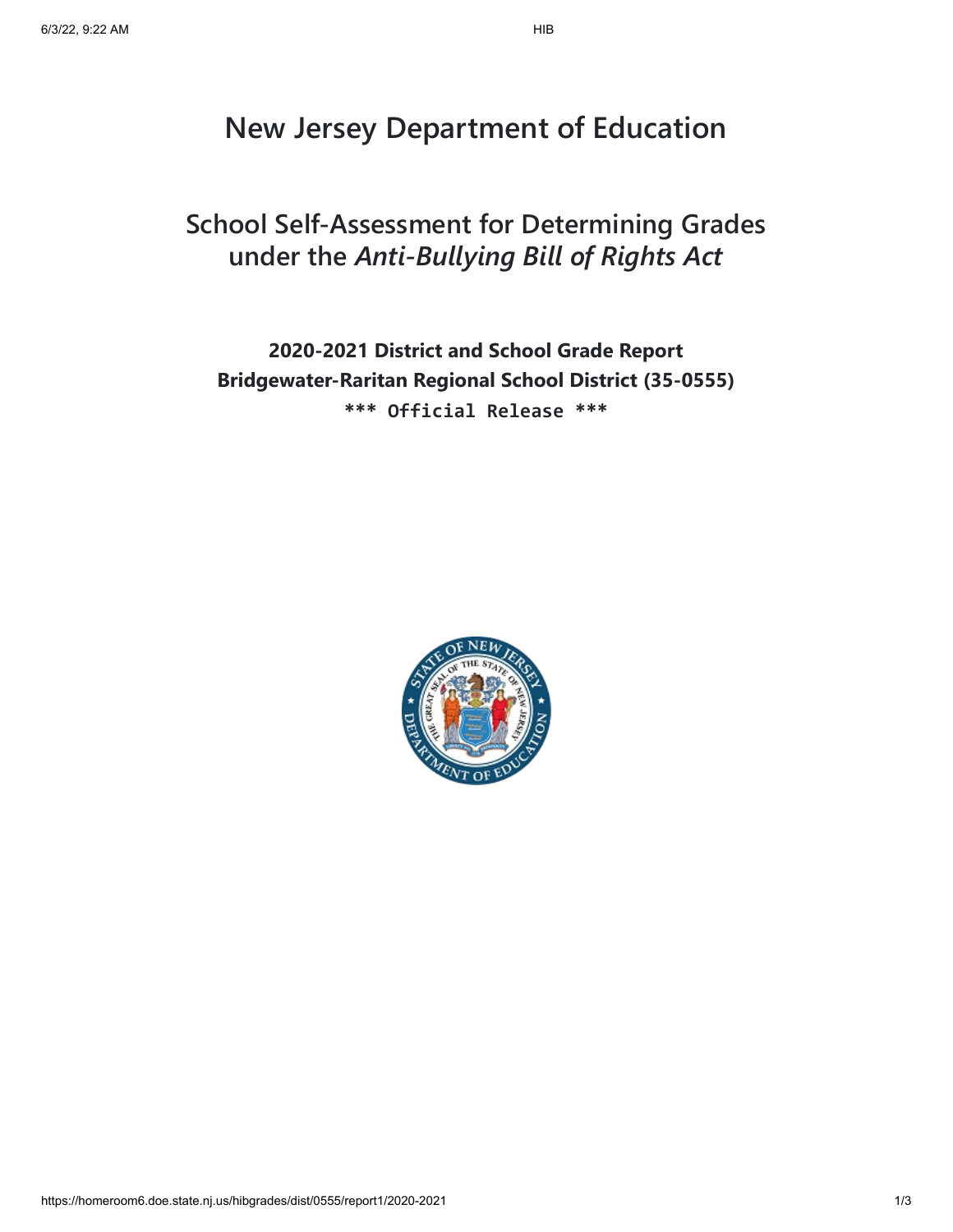# New Jersey Department of Education

## School Self-Assessment for Determining Grades under the *Anti-Bullying Bill of Rights Act*

**2020-2021 District and School Grade Report**
**Bridgewater-Raritan Regional School District (35-0555)**
`*** Official Release ***`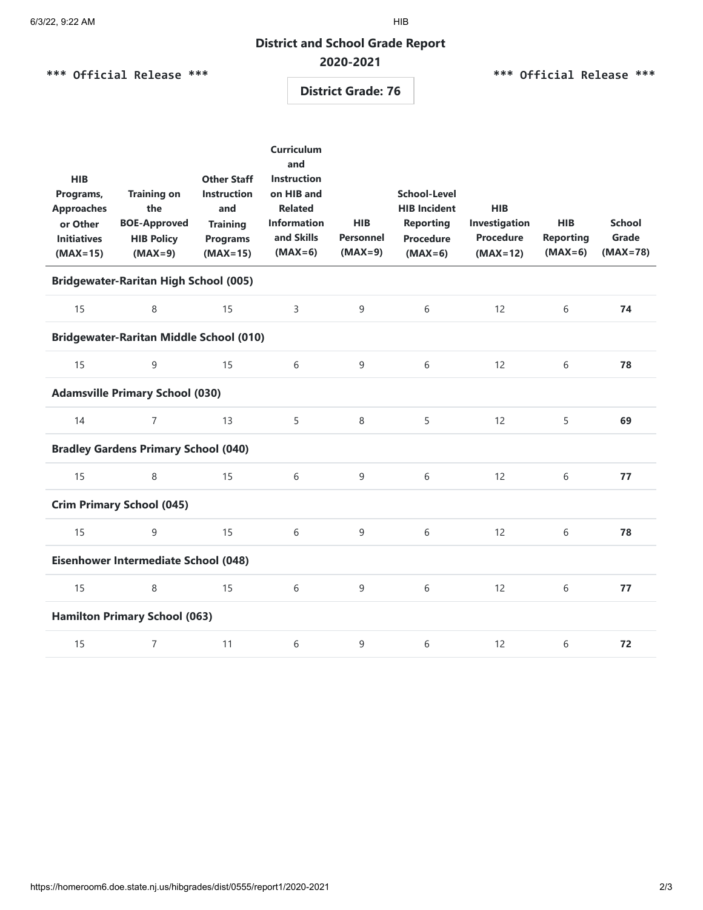## District and School Grade Report

### 2020-2021

**\*\*\* Official Release \*\*\***  **\*\*\* Official Release \*\*\***

**District Grade: 76**

| HIB Programs, Approaches or Other Initiatives (MAX=15) | Training on the BOE-Approved HIB Policy (MAX=9) | Other Staff Instruction and Training Programs (MAX=15) | Curriculum and Instruction on HIB and Related Information and Skills (MAX=6) | HIB Personnel (MAX=9) | School-Level HIB Incident Reporting Procedure (MAX=6) | HIB Investigation Procedure (MAX=12) | HIB Reporting (MAX=6) | School Grade (MAX=78) |
|---|---|---|---|---|---|---|---|---|
| **Bridgewater-Raritan High School (005)** | | | | | | | | |
| 15 | 8 | 15 | 3 | 9 | 6 | 12 | 6 | **74** |
| **Bridgewater-Raritan Middle School (010)** | | | | | | | | |
| 15 | 9 | 15 | 6 | 9 | 6 | 12 | 6 | **78** |
| **Adamsville Primary School (030)** | | | | | | | | |
| 14 | 7 | 13 | 5 | 8 | 5 | 12 | 5 | **69** |
| **Bradley Gardens Primary School (040)** | | | | | | | | |
| 15 | 8 | 15 | 6 | 9 | 6 | 12 | 6 | **77** |
| **Crim Primary School (045)** | | | | | | | | |
| 15 | 9 | 15 | 6 | 9 | 6 | 12 | 6 | **78** |
| **Eisenhower Intermediate School (048)** | | | | | | | | |
| 15 | 8 | 15 | 6 | 9 | 6 | 12 | 6 | **77** |
| **Hamilton Primary School (063)** | | | | | | | | |
| 15 | 7 | 11 | 6 | 9 | 6 | 12 | 6 | **72** |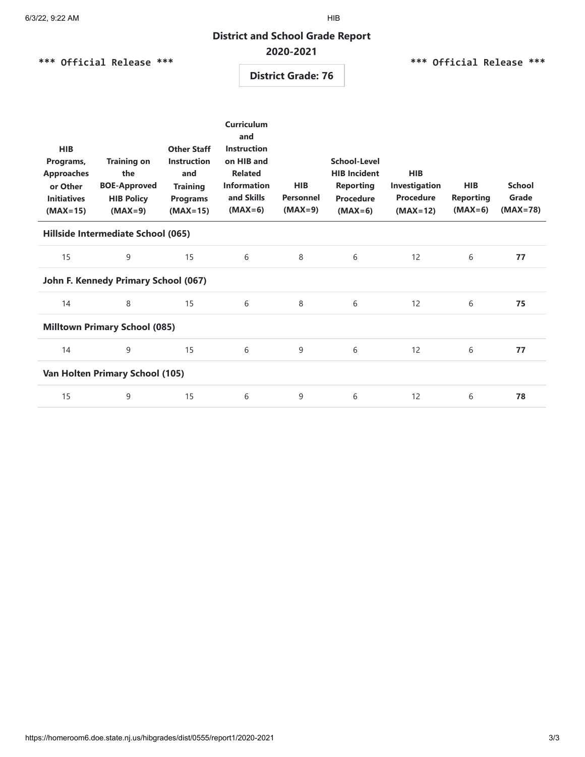# District and School Grade Report

## 2020-2021

**\*\*\* Official Release \*\*\*** **\*\*\* Official Release \*\*\***

**District Grade: 76**

| HIB Programs, Approaches or Other Initiatives (MAX=15) | Training on the BOE-Approved HIB Policy (MAX=9) | Other Staff Instruction and Training Programs (MAX=15) | Curriculum and Instruction on HIB and Related Information and Skills (MAX=6) | HIB Personnel (MAX=9) | School-Level HIB Incident Reporting Procedure (MAX=6) | HIB Investigation Procedure (MAX=12) | HIB Reporting (MAX=6) | School Grade (MAX=78) |
|---|---|---|---|---|---|---|---|---|
| **Hillside Intermediate School (065)** | | | | | | | | |
| 15 | 9 | 15 | 6 | 8 | 6 | 12 | 6 | **77** |
| **John F. Kennedy Primary School (067)** | | | | | | | | |
| 14 | 8 | 15 | 6 | 8 | 6 | 12 | 6 | **75** |
| **Milltown Primary School (085)** | | | | | | | | |
| 14 | 9 | 15 | 6 | 9 | 6 | 12 | 6 | **77** |
| **Van Holten Primary School (105)** | | | | | | | | |
| 15 | 9 | 15 | 6 | 9 | 6 | 12 | 6 | **78** |